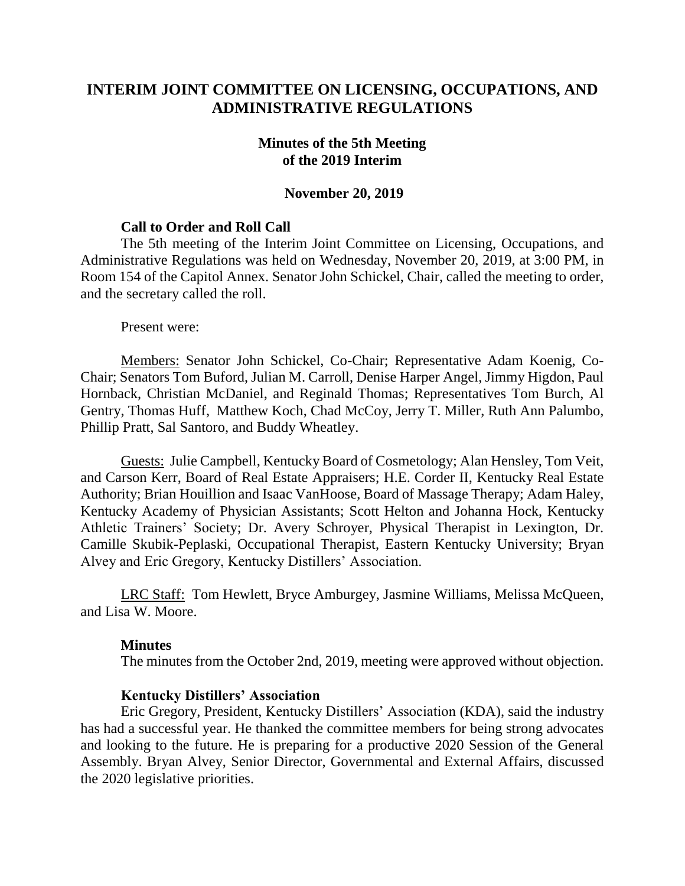# INTERIM JOINT COMMITTEE ON LICENSING, OCCUPATIONS, AND ADMINISTRATIVE REGULATIONS

## Minutes of the 5th Meeting of the 2019 Interim

### November 20, 2019

**Call to Order and Roll Call**

The 5th meeting of the Interim Joint Committee on Licensing, Occupations, and Administrative Regulations was held on Wednesday, November 20, 2019, at 3:00 PM, in Room 154 of the Capitol Annex. Senator John Schickel, Chair, called the meeting to order, and the secretary called the roll.

Present were:

Members: Senator John Schickel, Co-Chair; Representative Adam Koenig, Co-Chair; Senators Tom Buford, Julian M. Carroll, Denise Harper Angel, Jimmy Higdon, Paul Hornback, Christian McDaniel, and Reginald Thomas; Representatives Tom Burch, Al Gentry, Thomas Huff, Matthew Koch, Chad McCoy, Jerry T. Miller, Ruth Ann Palumbo, Phillip Pratt, Sal Santoro, and Buddy Wheatley.

Guests: Julie Campbell, Kentucky Board of Cosmetology; Alan Hensley, Tom Veit, and Carson Kerr, Board of Real Estate Appraisers; H.E. Corder II, Kentucky Real Estate Authority; Brian Houillion and Isaac VanHoose, Board of Massage Therapy; Adam Haley, Kentucky Academy of Physician Assistants; Scott Helton and Johanna Hock, Kentucky Athletic Trainers' Society; Dr. Avery Schroyer, Physical Therapist in Lexington, Dr. Camille Skubik-Peplaski, Occupational Therapist, Eastern Kentucky University; Bryan Alvey and Eric Gregory, Kentucky Distillers' Association.

LRC Staff: Tom Hewlett, Bryce Amburgey, Jasmine Williams, Melissa McQueen, and Lisa W. Moore.

**Minutes**

The minutes from the October 2nd, 2019, meeting were approved without objection.

**Kentucky Distillers' Association**

Eric Gregory, President, Kentucky Distillers' Association (KDA), said the industry has had a successful year. He thanked the committee members for being strong advocates and looking to the future. He is preparing for a productive 2020 Session of the General Assembly. Bryan Alvey, Senior Director, Governmental and External Affairs, discussed the 2020 legislative priorities.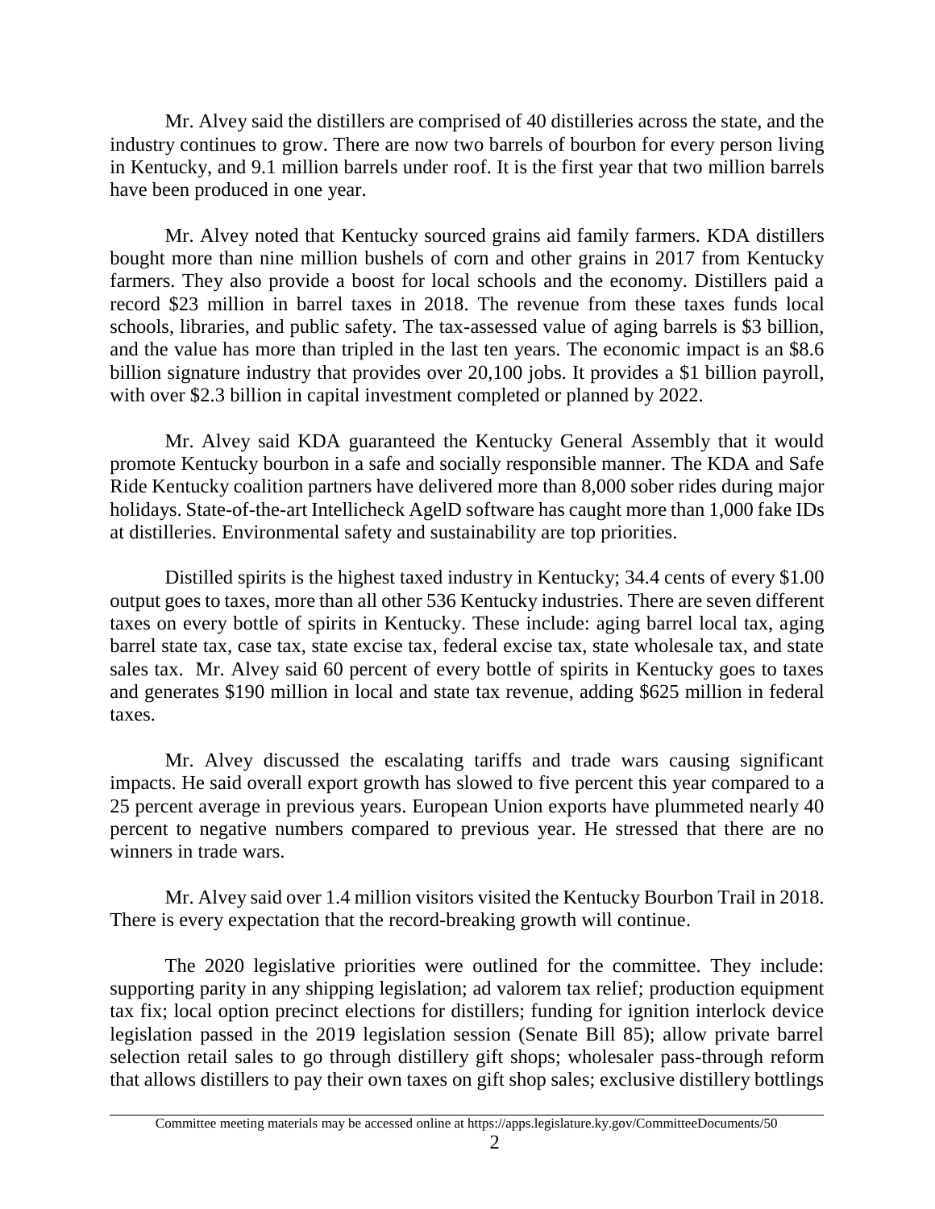Mr. Alvey said the distillers are comprised of 40 distilleries across the state, and the industry continues to grow. There are now two barrels of bourbon for every person living in Kentucky, and 9.1 million barrels under roof. It is the first year that two million barrels have been produced in one year.

Mr. Alvey noted that Kentucky sourced grains aid family farmers. KDA distillers bought more than nine million bushels of corn and other grains in 2017 from Kentucky farmers. They also provide a boost for local schools and the economy. Distillers paid a record $23 million in barrel taxes in 2018. The revenue from these taxes funds local schools, libraries, and public safety. The tax-assessed value of aging barrels is $3 billion, and the value has more than tripled in the last ten years. The economic impact is an $8.6 billion signature industry that provides over 20,100 jobs. It provides a $1 billion payroll, with over $2.3 billion in capital investment completed or planned by 2022.

Mr. Alvey said KDA guaranteed the Kentucky General Assembly that it would promote Kentucky bourbon in a safe and socially responsible manner. The KDA and Safe Ride Kentucky coalition partners have delivered more than 8,000 sober rides during major holidays. State-of-the-art Intellicheck AgeID software has caught more than 1,000 fake IDs at distilleries. Environmental safety and sustainability are top priorities.

Distilled spirits is the highest taxed industry in Kentucky; 34.4 cents of every $1.00 output goes to taxes, more than all other 536 Kentucky industries. There are seven different taxes on every bottle of spirits in Kentucky. These include: aging barrel local tax, aging barrel state tax, case tax, state excise tax, federal excise tax, state wholesale tax, and state sales tax. Mr. Alvey said 60 percent of every bottle of spirits in Kentucky goes to taxes and generates $190 million in local and state tax revenue, adding $625 million in federal taxes.

Mr. Alvey discussed the escalating tariffs and trade wars causing significant impacts. He said overall export growth has slowed to five percent this year compared to a 25 percent average in previous years. European Union exports have plummeted nearly 40 percent to negative numbers compared to previous year. He stressed that there are no winners in trade wars.

Mr. Alvey said over 1.4 million visitors visited the Kentucky Bourbon Trail in 2018. There is every expectation that the record-breaking growth will continue.

The 2020 legislative priorities were outlined for the committee. They include: supporting parity in any shipping legislation; ad valorem tax relief; production equipment tax fix; local option precinct elections for distillers; funding for ignition interlock device legislation passed in the 2019 legislation session (Senate Bill 85); allow private barrel selection retail sales to go through distillery gift shops; wholesaler pass-through reform that allows distillers to pay their own taxes on gift shop sales; exclusive distillery bottlings

Committee meeting materials may be accessed online at https://apps.legislature.ky.gov/CommitteeDocuments/50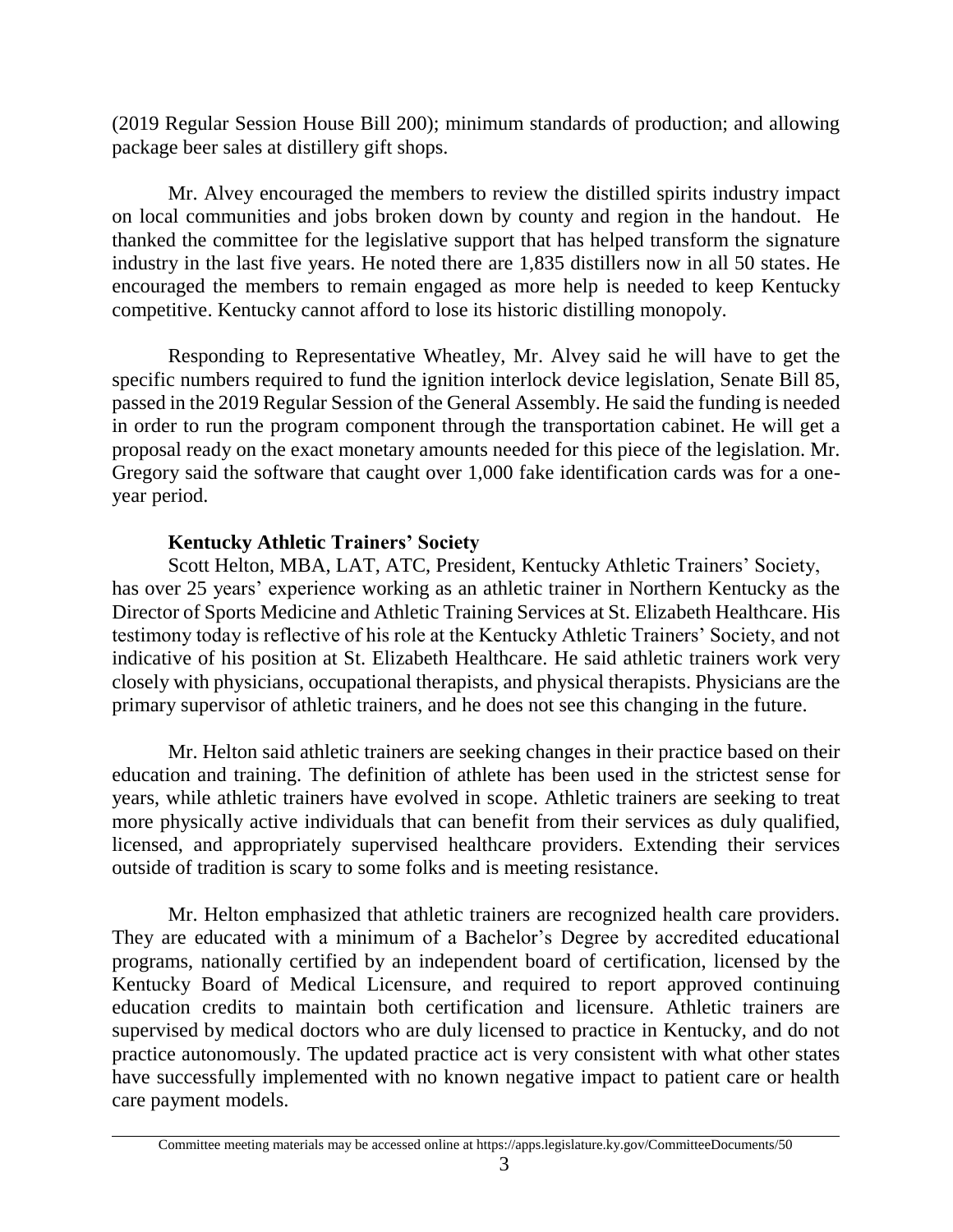(2019 Regular Session House Bill 200); minimum standards of production; and allowing package beer sales at distillery gift shops.

Mr. Alvey encouraged the members to review the distilled spirits industry impact on local communities and jobs broken down by county and region in the handout. He thanked the committee for the legislative support that has helped transform the signature industry in the last five years. He noted there are 1,835 distillers now in all 50 states. He encouraged the members to remain engaged as more help is needed to keep Kentucky competitive. Kentucky cannot afford to lose its historic distilling monopoly.

Responding to Representative Wheatley, Mr. Alvey said he will have to get the specific numbers required to fund the ignition interlock device legislation, Senate Bill 85, passed in the 2019 Regular Session of the General Assembly. He said the funding is needed in order to run the program component through the transportation cabinet. He will get a proposal ready on the exact monetary amounts needed for this piece of the legislation. Mr. Gregory said the software that caught over 1,000 fake identification cards was for a one-year period.

**Kentucky Athletic Trainers' Society**

Scott Helton, MBA, LAT, ATC, President, Kentucky Athletic Trainers' Society, has over 25 years' experience working as an athletic trainer in Northern Kentucky as the Director of Sports Medicine and Athletic Training Services at St. Elizabeth Healthcare. His testimony today is reflective of his role at the Kentucky Athletic Trainers' Society, and not indicative of his position at St. Elizabeth Healthcare. He said athletic trainers work very closely with physicians, occupational therapists, and physical therapists. Physicians are the primary supervisor of athletic trainers, and he does not see this changing in the future.

Mr. Helton said athletic trainers are seeking changes in their practice based on their education and training. The definition of athlete has been used in the strictest sense for years, while athletic trainers have evolved in scope. Athletic trainers are seeking to treat more physically active individuals that can benefit from their services as duly qualified, licensed, and appropriately supervised healthcare providers. Extending their services outside of tradition is scary to some folks and is meeting resistance.

Mr. Helton emphasized that athletic trainers are recognized health care providers. They are educated with a minimum of a Bachelor's Degree by accredited educational programs, nationally certified by an independent board of certification, licensed by the Kentucky Board of Medical Licensure, and required to report approved continuing education credits to maintain both certification and licensure. Athletic trainers are supervised by medical doctors who are duly licensed to practice in Kentucky, and do not practice autonomously. The updated practice act is very consistent with what other states have successfully implemented with no known negative impact to patient care or health care payment models.

Committee meeting materials may be accessed online at https://apps.legislature.ky.gov/CommitteeDocuments/50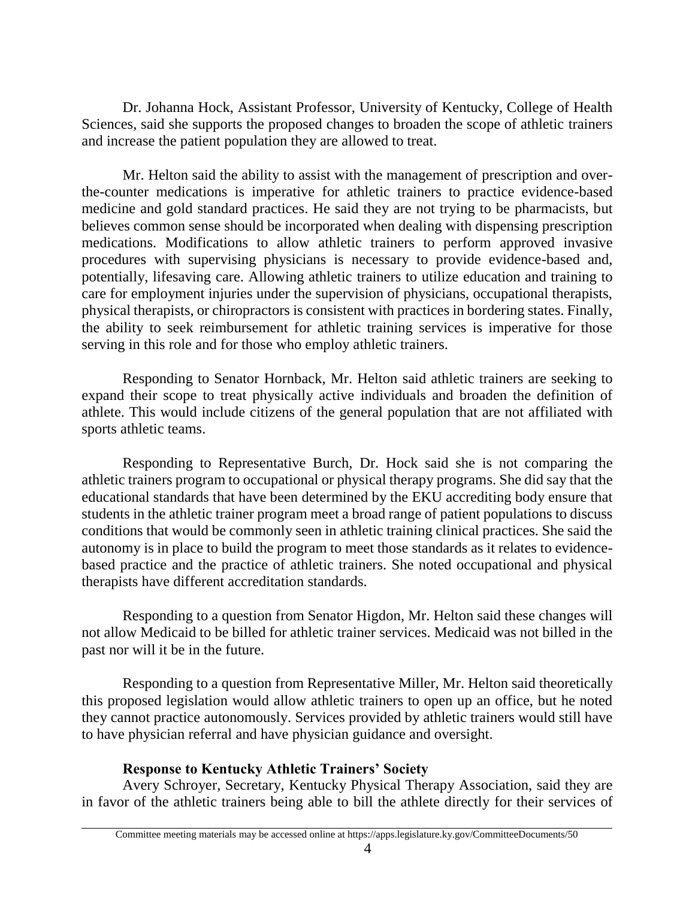Dr. Johanna Hock, Assistant Professor, University of Kentucky, College of Health Sciences, said she supports the proposed changes to broaden the scope of athletic trainers and increase the patient population they are allowed to treat.

Mr. Helton said the ability to assist with the management of prescription and over-the-counter medications is imperative for athletic trainers to practice evidence-based medicine and gold standard practices. He said they are not trying to be pharmacists, but believes common sense should be incorporated when dealing with dispensing prescription medications. Modifications to allow athletic trainers to perform approved invasive procedures with supervising physicians is necessary to provide evidence-based and, potentially, lifesaving care. Allowing athletic trainers to utilize education and training to care for employment injuries under the supervision of physicians, occupational therapists, physical therapists, or chiropractors is consistent with practices in bordering states. Finally, the ability to seek reimbursement for athletic training services is imperative for those serving in this role and for those who employ athletic trainers.

Responding to Senator Hornback, Mr. Helton said athletic trainers are seeking to expand their scope to treat physically active individuals and broaden the definition of athlete. This would include citizens of the general population that are not affiliated with sports athletic teams.

Responding to Representative Burch, Dr. Hock said she is not comparing the athletic trainers program to occupational or physical therapy programs. She did say that the educational standards that have been determined by the EKU accrediting body ensure that students in the athletic trainer program meet a broad range of patient populations to discuss conditions that would be commonly seen in athletic training clinical practices. She said the autonomy is in place to build the program to meet those standards as it relates to evidence-based practice and the practice of athletic trainers. She noted occupational and physical therapists have different accreditation standards.

Responding to a question from Senator Higdon, Mr. Helton said these changes will not allow Medicaid to be billed for athletic trainer services. Medicaid was not billed in the past nor will it be in the future.

Responding to a question from Representative Miller, Mr. Helton said theoretically this proposed legislation would allow athletic trainers to open up an office, but he noted they cannot practice autonomously. Services provided by athletic trainers would still have to have physician referral and have physician guidance and oversight.

**Response to Kentucky Athletic Trainers' Society**

Avery Schroyer, Secretary, Kentucky Physical Therapy Association, said they are in favor of the athletic trainers being able to bill the athlete directly for their services of

Committee meeting materials may be accessed online at https://apps.legislature.ky.gov/CommitteeDocuments/50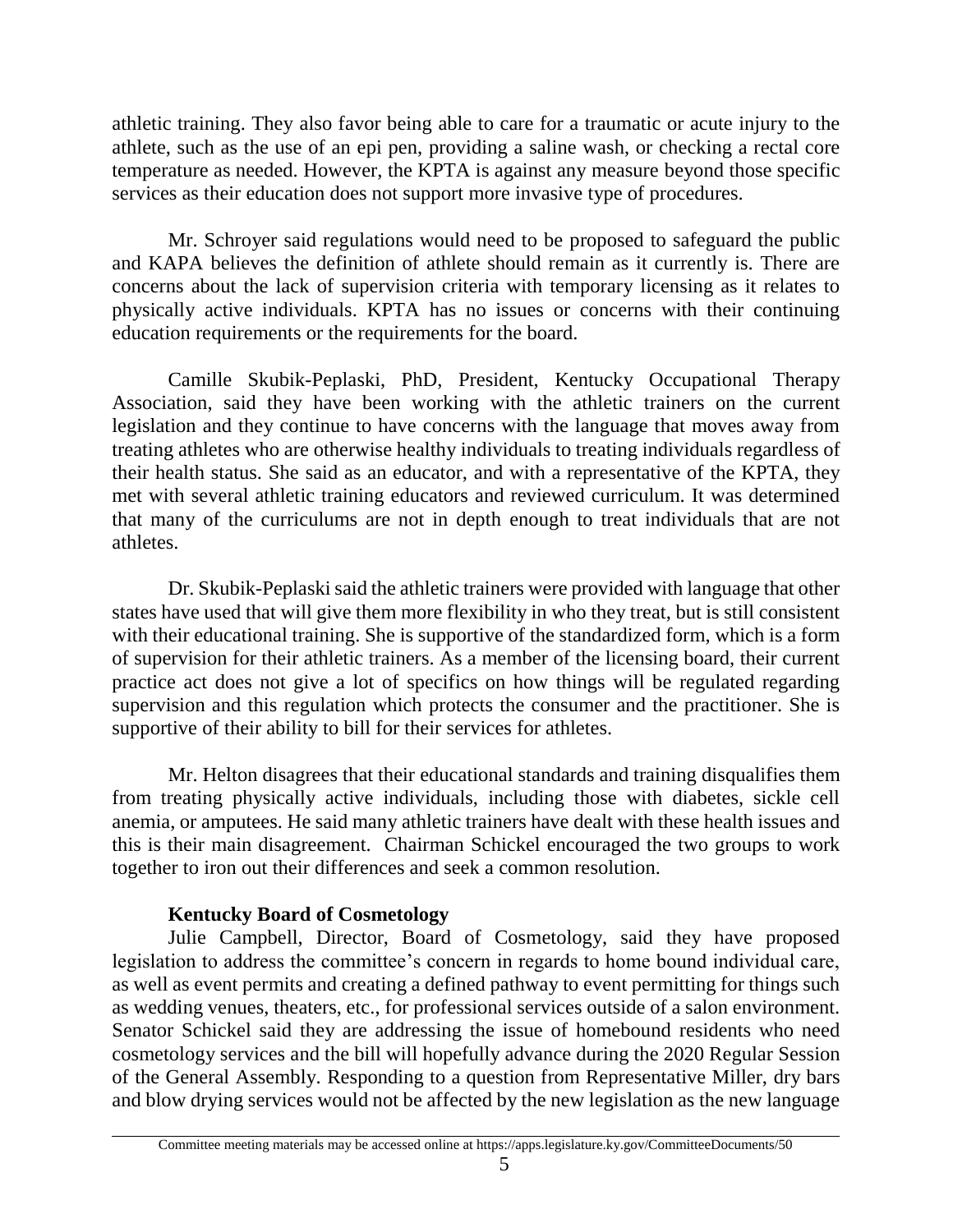athletic training. They also favor being able to care for a traumatic or acute injury to the athlete, such as the use of an epi pen, providing a saline wash, or checking a rectal core temperature as needed. However, the KPTA is against any measure beyond those specific services as their education does not support more invasive type of procedures.

Mr. Schroyer said regulations would need to be proposed to safeguard the public and KAPA believes the definition of athlete should remain as it currently is. There are concerns about the lack of supervision criteria with temporary licensing as it relates to physically active individuals. KPTA has no issues or concerns with their continuing education requirements or the requirements for the board.

Camille Skubik-Peplaski, PhD, President, Kentucky Occupational Therapy Association, said they have been working with the athletic trainers on the current legislation and they continue to have concerns with the language that moves away from treating athletes who are otherwise healthy individuals to treating individuals regardless of their health status. She said as an educator, and with a representative of the KPTA, they met with several athletic training educators and reviewed curriculum. It was determined that many of the curriculums are not in depth enough to treat individuals that are not athletes.

Dr. Skubik-Peplaski said the athletic trainers were provided with language that other states have used that will give them more flexibility in who they treat, but is still consistent with their educational training. She is supportive of the standardized form, which is a form of supervision for their athletic trainers. As a member of the licensing board, their current practice act does not give a lot of specifics on how things will be regulated regarding supervision and this regulation which protects the consumer and the practitioner. She is supportive of their ability to bill for their services for athletes.

Mr. Helton disagrees that their educational standards and training disqualifies them from treating physically active individuals, including those with diabetes, sickle cell anemia, or amputees. He said many athletic trainers have dealt with these health issues and this is their main disagreement. Chairman Schickel encouraged the two groups to work together to iron out their differences and seek a common resolution.

**Kentucky Board of Cosmetology**

Julie Campbell, Director, Board of Cosmetology, said they have proposed legislation to address the committee's concern in regards to home bound individual care, as well as event permits and creating a defined pathway to event permitting for things such as wedding venues, theaters, etc., for professional services outside of a salon environment. Senator Schickel said they are addressing the issue of homebound residents who need cosmetology services and the bill will hopefully advance during the 2020 Regular Session of the General Assembly. Responding to a question from Representative Miller, dry bars and blow drying services would not be affected by the new legislation as the new language

Committee meeting materials may be accessed online at https://apps.legislature.ky.gov/CommitteeDocuments/50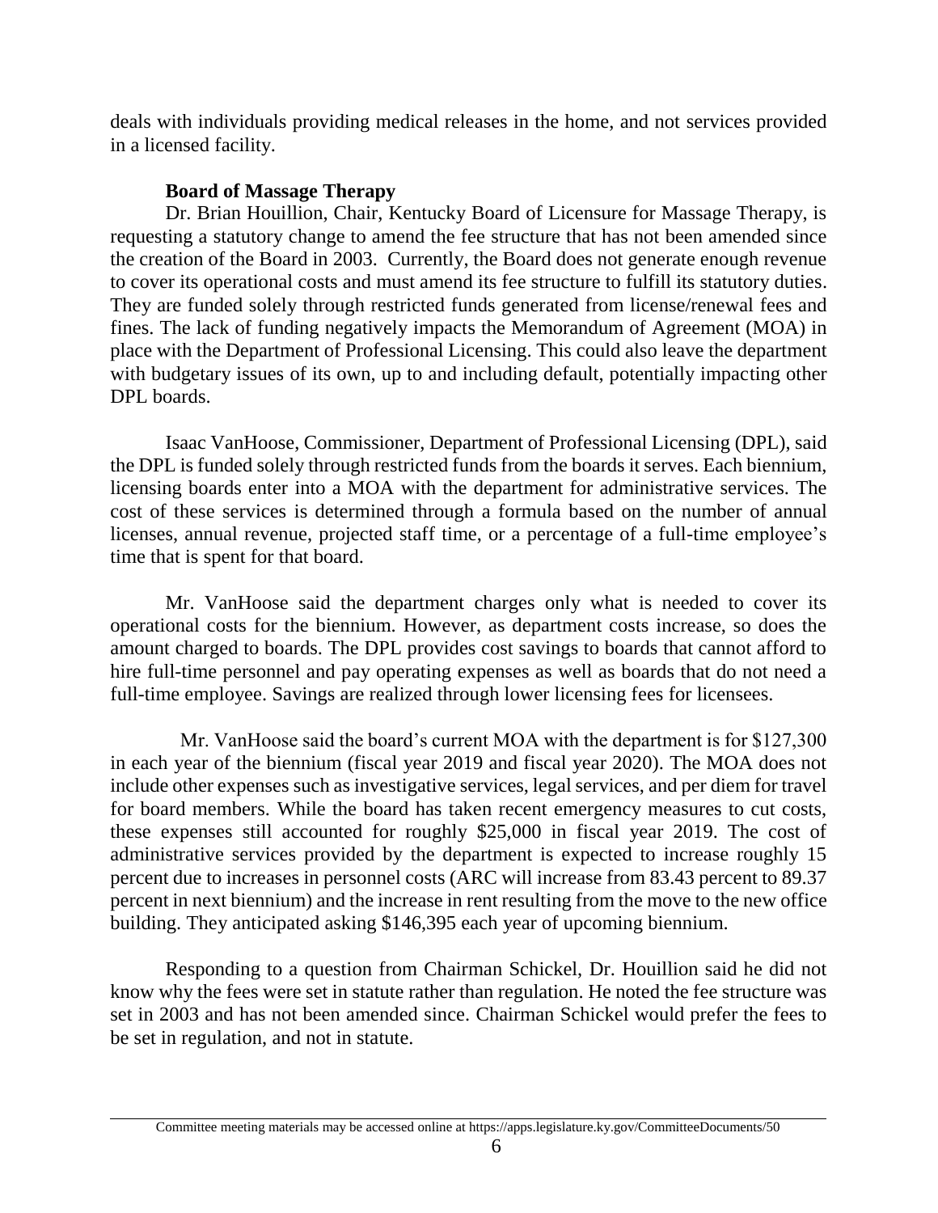deals with individuals providing medical releases in the home, and not services provided in a licensed facility.

**Board of Massage Therapy**

Dr. Brian Houillion, Chair, Kentucky Board of Licensure for Massage Therapy, is requesting a statutory change to amend the fee structure that has not been amended since the creation of the Board in 2003. Currently, the Board does not generate enough revenue to cover its operational costs and must amend its fee structure to fulfill its statutory duties. They are funded solely through restricted funds generated from license/renewal fees and fines. The lack of funding negatively impacts the Memorandum of Agreement (MOA) in place with the Department of Professional Licensing. This could also leave the department with budgetary issues of its own, up to and including default, potentially impacting other DPL boards.

Isaac VanHoose, Commissioner, Department of Professional Licensing (DPL), said the DPL is funded solely through restricted funds from the boards it serves. Each biennium, licensing boards enter into a MOA with the department for administrative services. The cost of these services is determined through a formula based on the number of annual licenses, annual revenue, projected staff time, or a percentage of a full-time employee's time that is spent for that board.

Mr. VanHoose said the department charges only what is needed to cover its operational costs for the biennium. However, as department costs increase, so does the amount charged to boards. The DPL provides cost savings to boards that cannot afford to hire full-time personnel and pay operating expenses as well as boards that do not need a full-time employee. Savings are realized through lower licensing fees for licensees.

Mr. VanHoose said the board's current MOA with the department is for $127,300 in each year of the biennium (fiscal year 2019 and fiscal year 2020). The MOA does not include other expenses such as investigative services, legal services, and per diem for travel for board members. While the board has taken recent emergency measures to cut costs, these expenses still accounted for roughly $25,000 in fiscal year 2019. The cost of administrative services provided by the department is expected to increase roughly 15 percent due to increases in personnel costs (ARC will increase from 83.43 percent to 89.37 percent in next biennium) and the increase in rent resulting from the move to the new office building. They anticipated asking $146,395 each year of upcoming biennium.

Responding to a question from Chairman Schickel, Dr. Houillion said he did not know why the fees were set in statute rather than regulation. He noted the fee structure was set in 2003 and has not been amended since. Chairman Schickel would prefer the fees to be set in regulation, and not in statute.

Committee meeting materials may be accessed online at https://apps.legislature.ky.gov/CommitteeDocuments/50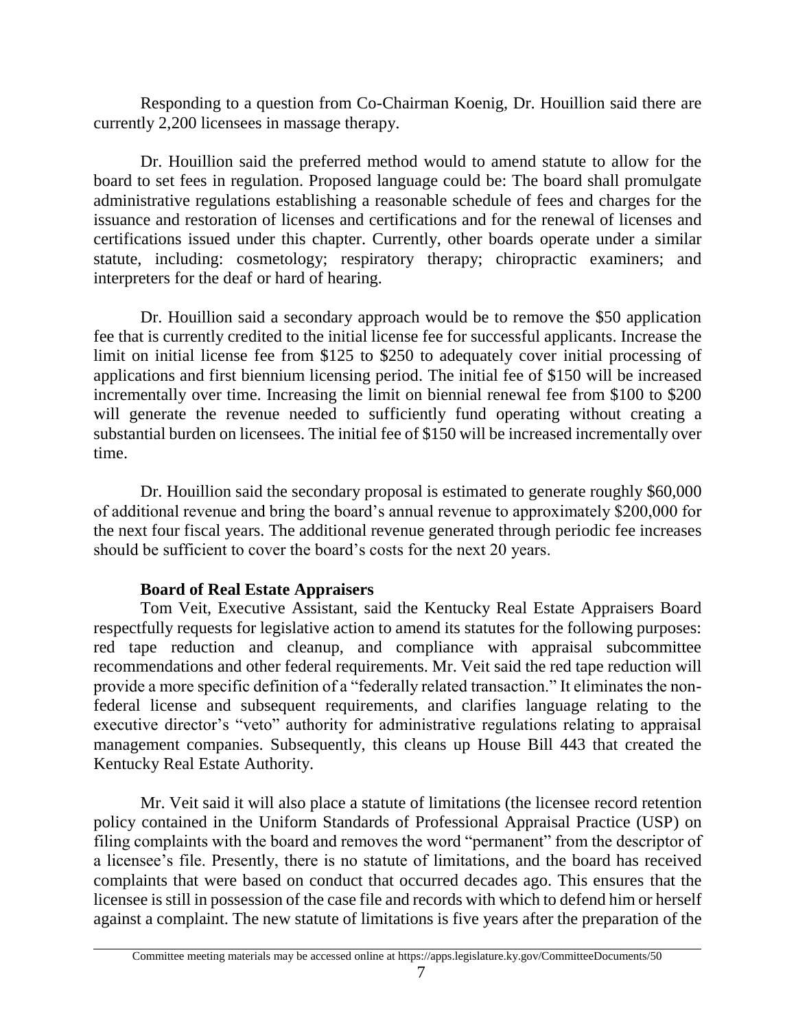Responding to a question from Co-Chairman Koenig, Dr. Houillion said there are currently 2,200 licensees in massage therapy.

Dr. Houillion said the preferred method would to amend statute to allow for the board to set fees in regulation. Proposed language could be: The board shall promulgate administrative regulations establishing a reasonable schedule of fees and charges for the issuance and restoration of licenses and certifications and for the renewal of licenses and certifications issued under this chapter. Currently, other boards operate under a similar statute, including: cosmetology; respiratory therapy; chiropractic examiners; and interpreters for the deaf or hard of hearing.

Dr. Houillion said a secondary approach would be to remove the $50 application fee that is currently credited to the initial license fee for successful applicants. Increase the limit on initial license fee from $125 to $250 to adequately cover initial processing of applications and first biennium licensing period. The initial fee of $150 will be increased incrementally over time. Increasing the limit on biennial renewal fee from $100 to $200 will generate the revenue needed to sufficiently fund operating without creating a substantial burden on licensees. The initial fee of $150 will be increased incrementally over time.

Dr. Houillion said the secondary proposal is estimated to generate roughly $60,000 of additional revenue and bring the board's annual revenue to approximately $200,000 for the next four fiscal years. The additional revenue generated through periodic fee increases should be sufficient to cover the board's costs for the next 20 years.

**Board of Real Estate Appraisers**

Tom Veit, Executive Assistant, said the Kentucky Real Estate Appraisers Board respectfully requests for legislative action to amend its statutes for the following purposes: red tape reduction and cleanup, and compliance with appraisal subcommittee recommendations and other federal requirements. Mr. Veit said the red tape reduction will provide a more specific definition of a "federally related transaction." It eliminates the non-federal license and subsequent requirements, and clarifies language relating to the executive director's "veto" authority for administrative regulations relating to appraisal management companies. Subsequently, this cleans up House Bill 443 that created the Kentucky Real Estate Authority.

Mr. Veit said it will also place a statute of limitations (the licensee record retention policy contained in the Uniform Standards of Professional Appraisal Practice (USP) on filing complaints with the board and removes the word "permanent" from the descriptor of a licensee's file. Presently, there is no statute of limitations, and the board has received complaints that were based on conduct that occurred decades ago. This ensures that the licensee is still in possession of the case file and records with which to defend him or herself against a complaint. The new statute of limitations is five years after the preparation of the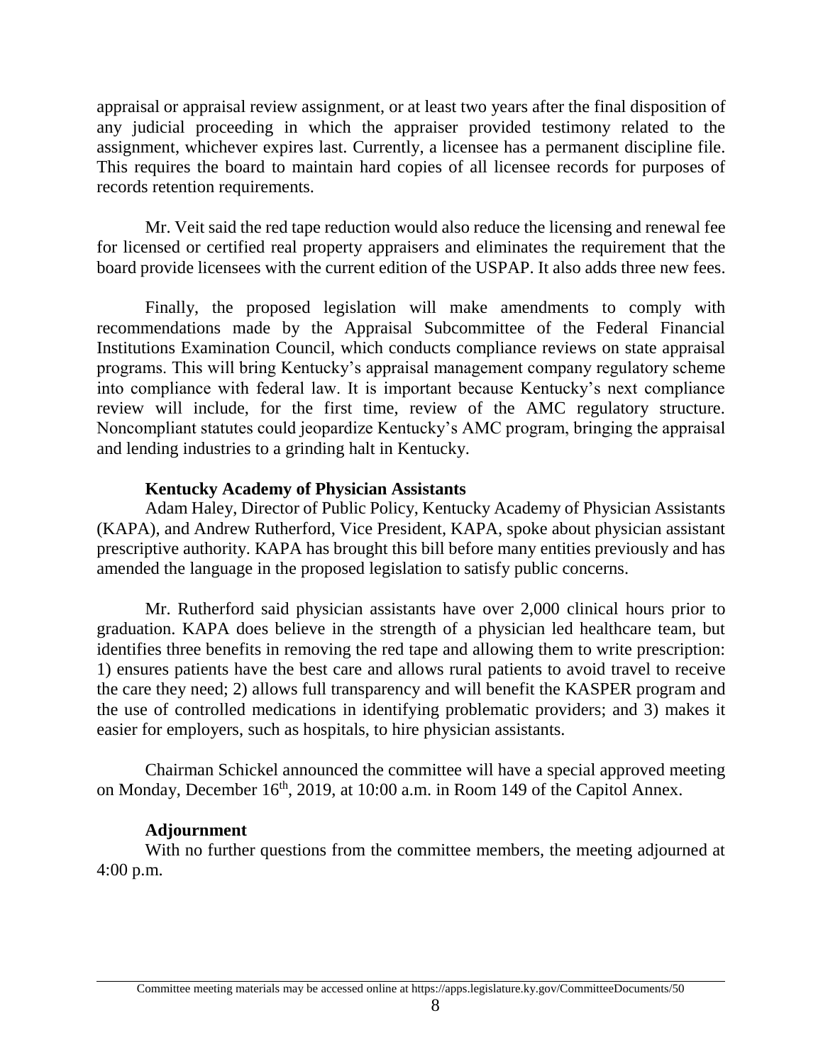appraisal or appraisal review assignment, or at least two years after the final disposition of any judicial proceeding in which the appraiser provided testimony related to the assignment, whichever expires last. Currently, a licensee has a permanent discipline file. This requires the board to maintain hard copies of all licensee records for purposes of records retention requirements.

Mr. Veit said the red tape reduction would also reduce the licensing and renewal fee for licensed or certified real property appraisers and eliminates the requirement that the board provide licensees with the current edition of the USPAP. It also adds three new fees.

Finally, the proposed legislation will make amendments to comply with recommendations made by the Appraisal Subcommittee of the Federal Financial Institutions Examination Council, which conducts compliance reviews on state appraisal programs. This will bring Kentucky's appraisal management company regulatory scheme into compliance with federal law. It is important because Kentucky's next compliance review will include, for the first time, review of the AMC regulatory structure. Noncompliant statutes could jeopardize Kentucky's AMC program, bringing the appraisal and lending industries to a grinding halt in Kentucky.

**Kentucky Academy of Physician Assistants**

Adam Haley, Director of Public Policy, Kentucky Academy of Physician Assistants (KAPA), and Andrew Rutherford, Vice President, KAPA, spoke about physician assistant prescriptive authority. KAPA has brought this bill before many entities previously and has amended the language in the proposed legislation to satisfy public concerns.

Mr. Rutherford said physician assistants have over 2,000 clinical hours prior to graduation. KAPA does believe in the strength of a physician led healthcare team, but identifies three benefits in removing the red tape and allowing them to write prescription: 1) ensures patients have the best care and allows rural patients to avoid travel to receive the care they need; 2) allows full transparency and will benefit the KASPER program and the use of controlled medications in identifying problematic providers; and 3) makes it easier for employers, such as hospitals, to hire physician assistants.

Chairman Schickel announced the committee will have a special approved meeting on Monday, December 16th, 2019, at 10:00 a.m. in Room 149 of the Capitol Annex.

**Adjournment**

With no further questions from the committee members, the meeting adjourned at 4:00 p.m.